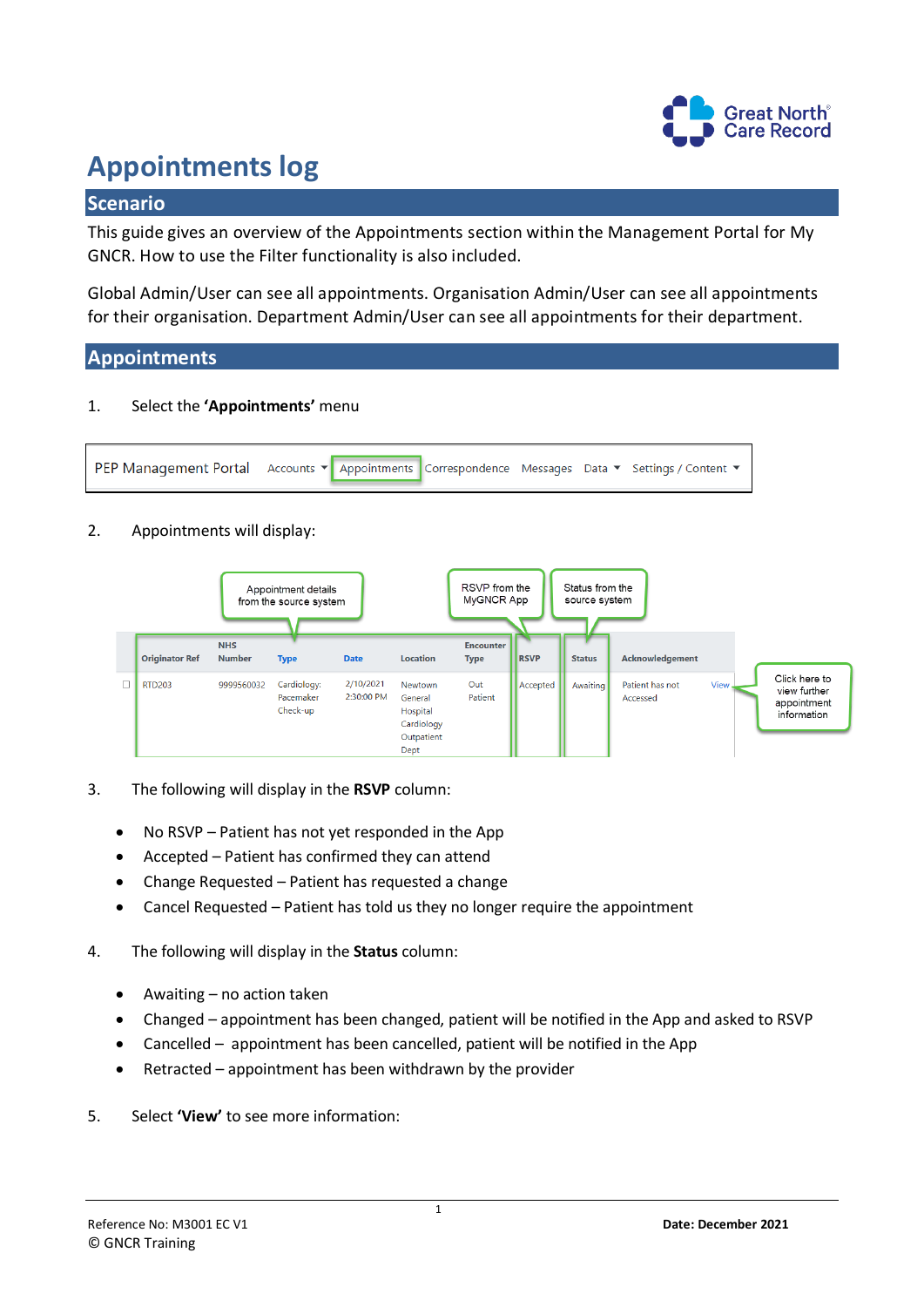# Appointments log

## Scenario

This guide gives an overview of the Appointments section within the Management Portal for My GNCR. How to use the Filter functionality is also included.

Global Admin/User can see all appointments. Organisation Admin/User can see all appointments for their organisation. Department Admin/User can see all appointments for their department.

## Appointments

1. Select the **'Appointments'** menu

PEP Management Portal | Accounts ▾ | Appointments | Correspondence | Messages | Data ▾ | Settings / Content ▾

2. Appointments will display:

Appointment details from the source system

RSVP from the MyGNCR App

Status from the source system

| | Originator Ref | NHS Number | Type | Date | Location | Encounter Type | RSVP | Status | Acknowledgement | |
|---|---|---|---|---|---|---|---|---|---|---|
| ☐ | RTD203 | 9999560032 | Cardiology: Pacemaker Check-up | 2/10/2021 2:30:00 PM | Newtown General Hospital Cardiology Outpatient Dept | Out Patient | Accepted | Awaiting | Patient has not Accessed | View |

Click here to view further appointment information

3. The following will display in the **RSVP** column:

- No RSVP – Patient has not yet responded in the App
- Accepted – Patient has confirmed they can attend
- Change Requested – Patient has requested a change
- Cancel Requested – Patient has told us they no longer require the appointment

4. The following will display in the **Status** column:

- Awaiting – no action taken
- Changed – appointment has been changed, patient will be notified in the App and asked to RSVP
- Cancelled – appointment has been cancelled, patient will be notified in the App
- Retracted – appointment has been withdrawn by the provider

5. Select **'View'** to see more information:

Reference No: M3001 EC V1
© GNCR Training

**Date: December 2021**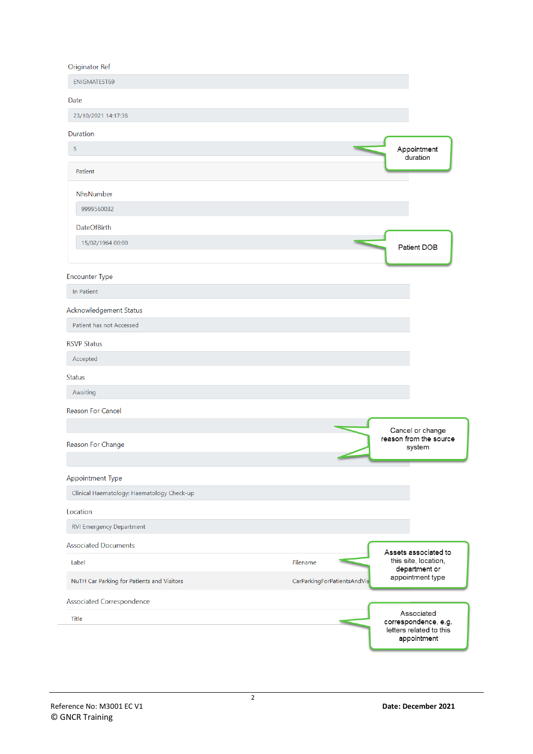Originator Ref

ENIGMATEST69

Date

23/10/2021 14:17:38

Duration

5

> Appointment duration

Patient

NhsNumber

9999560032

DateOfBirth

15/02/1964 00:00

> Patient DOB

Encounter Type

In Patient

Acknowledgement Status

Patient has not Accessed

RSVP Status

Accepted

Status

Awaiting

Reason For Cancel

Reason For Change

> Cancel or change reason from the source system

Appointment Type

Clinical Haematology: Haematology Check-up

Location

RVI Emergency Department

Associated Documents

| Label | Filename |
| --- | --- |
| NuTH Car Parking for Patients and Visitors | CarParkingForPatientsAndVis |

> Assets associated to this site, location, department or appointment type

Associated Correspondence

| Title |
| --- |

> Associated correspondence, e.g. letters related to this appointment

Reference No: M3001 EC V1

© GNCR Training

**Date: December 2021**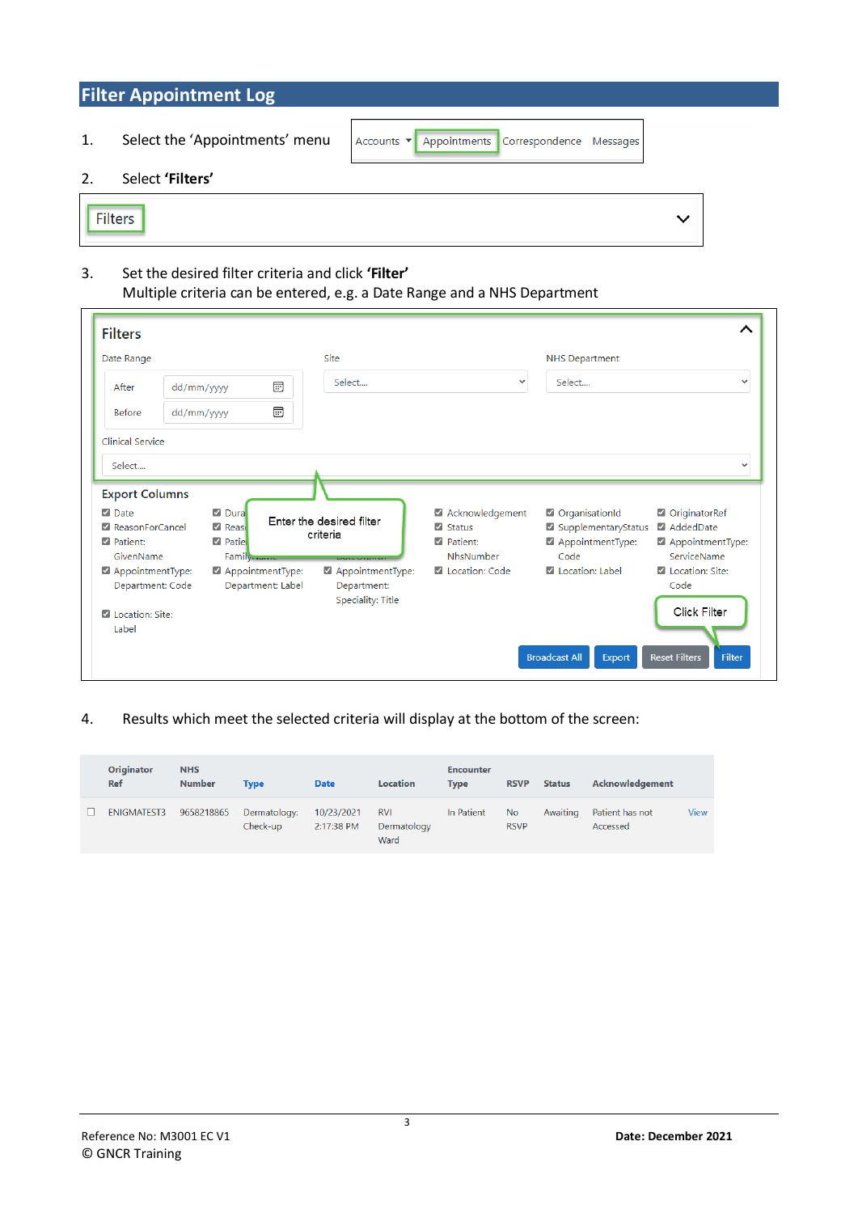# Filter Appointment Log

1. Select the 'Appointments' menu

   Accounts ▾ | Appointments | Correspondence | Messages

2. Select **'Filters'**

   Filters

3. Set the desired filter criteria and click **'Filter'**
   Multiple criteria can be entered, e.g. a Date Range and a NHS Department

   **Filters**

   Date Range: After dd/mm/yyyy, Before dd/mm/yyyy

   Site: Select...

   NHS Department: Select...

   Clinical Service: Select...

   Enter the desired filter criteria

   Export Columns: Date, Dura..., Acknowledgement, OrganisationId, OriginatorRef, ReasonForCancel, Reas..., Status, SupplementaryStatus, AddedDate, Patient: GivenName, Patie... Family..., Patient: NhsNumber, AppointmentType: Code, AppointmentType: ServiceName, AppointmentType: Department: Code, AppointmentType: Department: Label, AppointmentType: Department: Speciality: Title, Location: Code, Location: Label, Location: Site: Code, Location: Site: Label

   Click Filter

   Broadcast All | Export | Reset Filters | Filter

4. Results which meet the selected criteria will display at the bottom of the screen:

| | Originator Ref | NHS Number | Type | Date | Location | Encounter Type | RSVP | Status | Acknowledgement | |
|---|---|---|---|---|---|---|---|---|---|---|
| ☐ | ENIGMATEST3 | 9658218865 | Dermatology: Check-up | 10/23/2021 2:17:38 PM | RVI Dermatology Ward | In Patient | No RSVP | Awaiting | Patient has not Accessed | View |

Reference No: M3001 EC V1
© GNCR Training

**Date: December 2021**